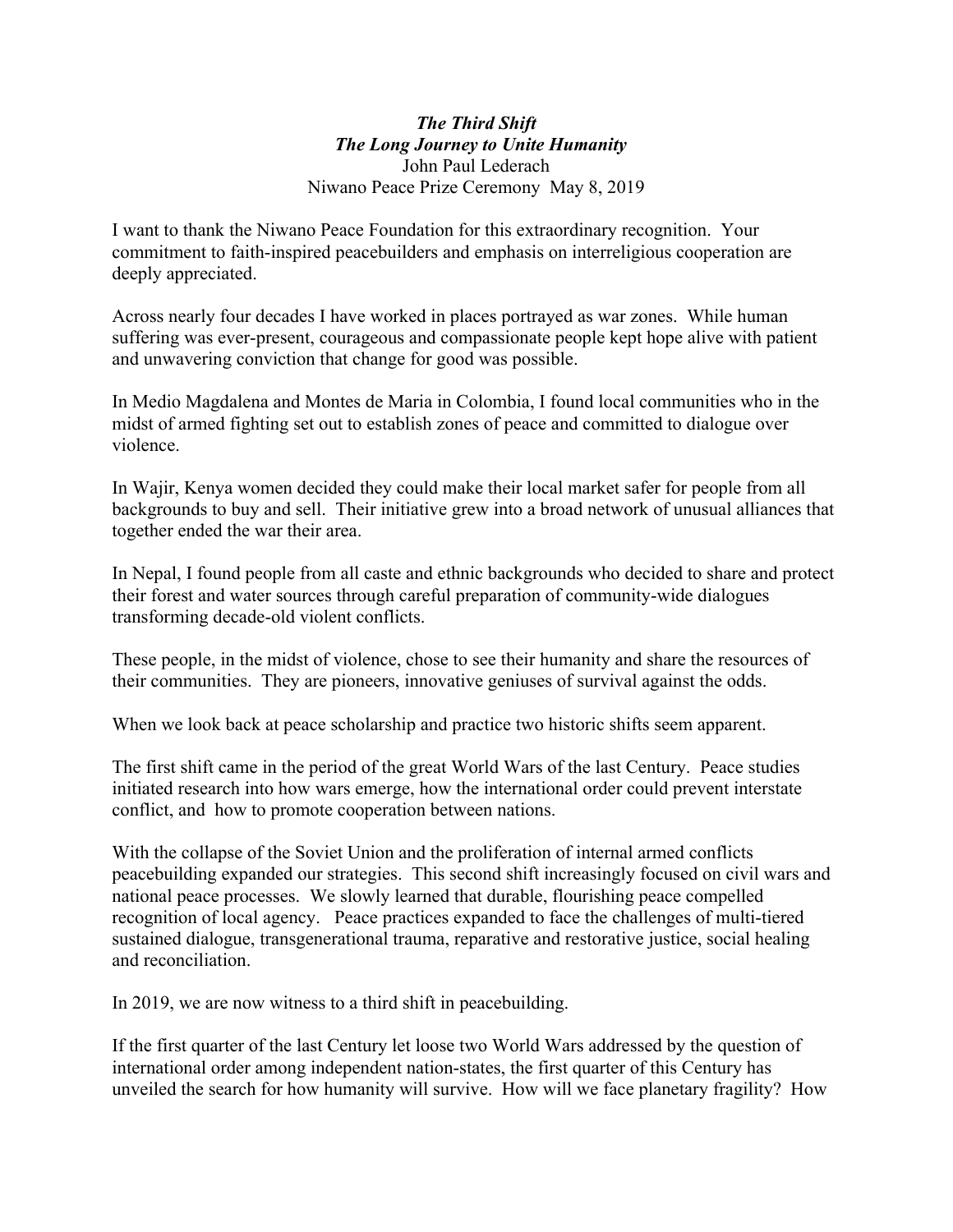***The Third Shift***
***The Long Journey to Unite Humanity***
John Paul Lederach
Niwano Peace Prize Ceremony May 8, 2019

I want to thank the Niwano Peace Foundation for this extraordinary recognition. Your commitment to faith-inspired peacebuilders and emphasis on interreligious cooperation are deeply appreciated.

Across nearly four decades I have worked in places portrayed as war zones. While human suffering was ever-present, courageous and compassionate people kept hope alive with patient and unwavering conviction that change for good was possible.

In Medio Magdalena and Montes de Maria in Colombia, I found local communities who in the midst of armed fighting set out to establish zones of peace and committed to dialogue over violence.

In Wajir, Kenya women decided they could make their local market safer for people from all backgrounds to buy and sell. Their initiative grew into a broad network of unusual alliances that together ended the war their area.

In Nepal, I found people from all caste and ethnic backgrounds who decided to share and protect their forest and water sources through careful preparation of community-wide dialogues transforming decade-old violent conflicts.

These people, in the midst of violence, chose to see their humanity and share the resources of their communities. They are pioneers, innovative geniuses of survival against the odds.

When we look back at peace scholarship and practice two historic shifts seem apparent.

The first shift came in the period of the great World Wars of the last Century. Peace studies initiated research into how wars emerge, how the international order could prevent interstate conflict, and how to promote cooperation between nations.

With the collapse of the Soviet Union and the proliferation of internal armed conflicts peacebuilding expanded our strategies. This second shift increasingly focused on civil wars and national peace processes. We slowly learned that durable, flourishing peace compelled recognition of local agency. Peace practices expanded to face the challenges of multi-tiered sustained dialogue, transgenerational trauma, reparative and restorative justice, social healing and reconciliation.

In 2019, we are now witness to a third shift in peacebuilding.

If the first quarter of the last Century let loose two World Wars addressed by the question of international order among independent nation-states, the first quarter of this Century has unveiled the search for how humanity will survive. How will we face planetary fragility? How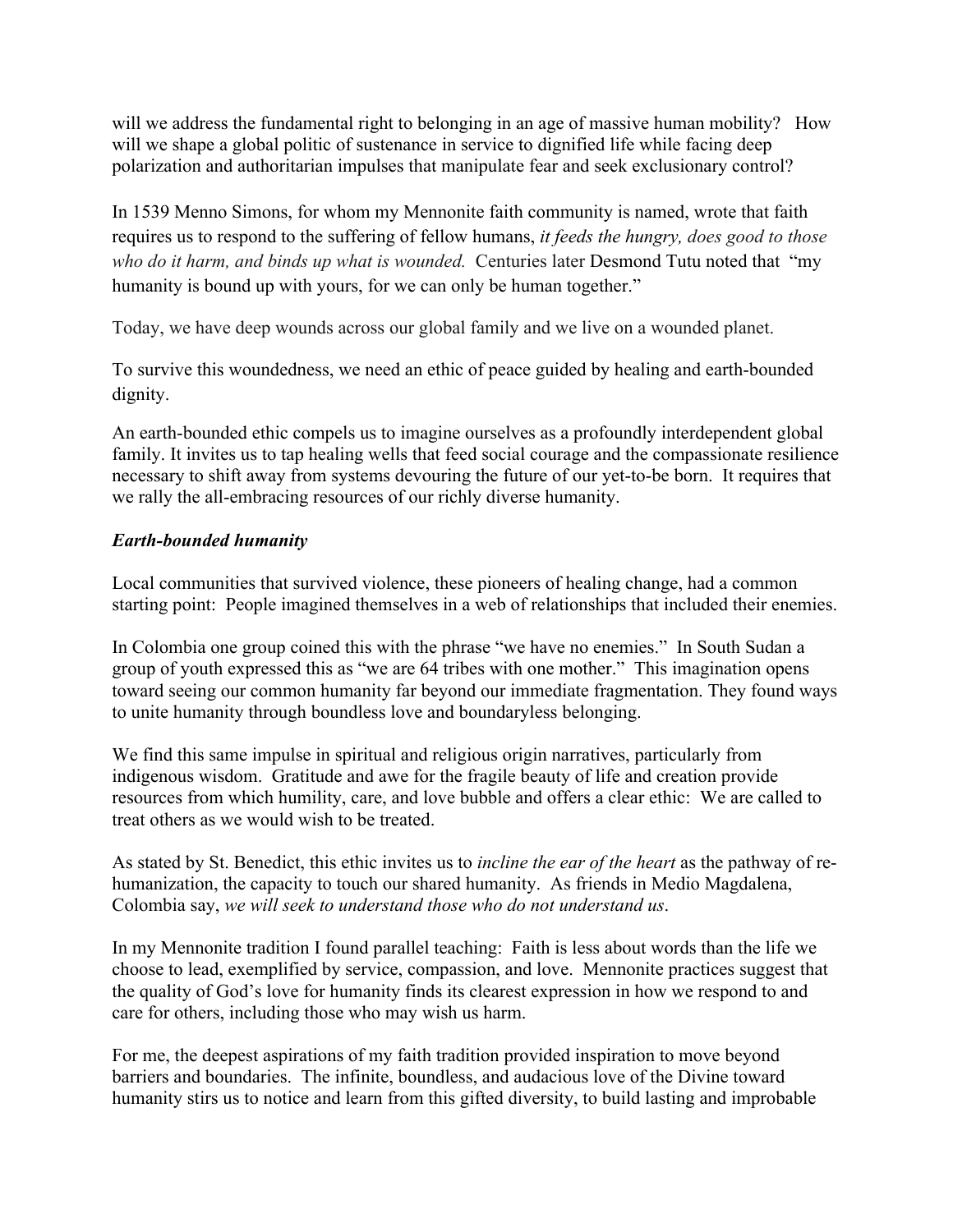will we address the fundamental right to belonging in an age of massive human mobility? How will we shape a global politic of sustenance in service to dignified life while facing deep polarization and authoritarian impulses that manipulate fear and seek exclusionary control?

In 1539 Menno Simons, for whom my Mennonite faith community is named, wrote that faith requires us to respond to the suffering of fellow humans, *it feeds the hungry, does good to those who do it harm, and binds up what is wounded.* Centuries later Desmond Tutu noted that "my humanity is bound up with yours, for we can only be human together."

Today, we have deep wounds across our global family and we live on a wounded planet.

To survive this woundedness, we need an ethic of peace guided by healing and earth-bounded dignity.

An earth-bounded ethic compels us to imagine ourselves as a profoundly interdependent global family. It invites us to tap healing wells that feed social courage and the compassionate resilience necessary to shift away from systems devouring the future of our yet-to-be born. It requires that we rally the all-embracing resources of our richly diverse humanity.

### ***Earth-bounded humanity***

Local communities that survived violence, these pioneers of healing change, had a common starting point: People imagined themselves in a web of relationships that included their enemies.

In Colombia one group coined this with the phrase "we have no enemies." In South Sudan a group of youth expressed this as "we are 64 tribes with one mother." This imagination opens toward seeing our common humanity far beyond our immediate fragmentation. They found ways to unite humanity through boundless love and boundaryless belonging.

We find this same impulse in spiritual and religious origin narratives, particularly from indigenous wisdom. Gratitude and awe for the fragile beauty of life and creation provide resources from which humility, care, and love bubble and offers a clear ethic: We are called to treat others as we would wish to be treated.

As stated by St. Benedict, this ethic invites us to *incline the ear of the heart* as the pathway of re-humanization, the capacity to touch our shared humanity. As friends in Medio Magdalena, Colombia say, *we will seek to understand those who do not understand us*.

In my Mennonite tradition I found parallel teaching: Faith is less about words than the life we choose to lead, exemplified by service, compassion, and love. Mennonite practices suggest that the quality of God's love for humanity finds its clearest expression in how we respond to and care for others, including those who may wish us harm.

For me, the deepest aspirations of my faith tradition provided inspiration to move beyond barriers and boundaries. The infinite, boundless, and audacious love of the Divine toward humanity stirs us to notice and learn from this gifted diversity, to build lasting and improbable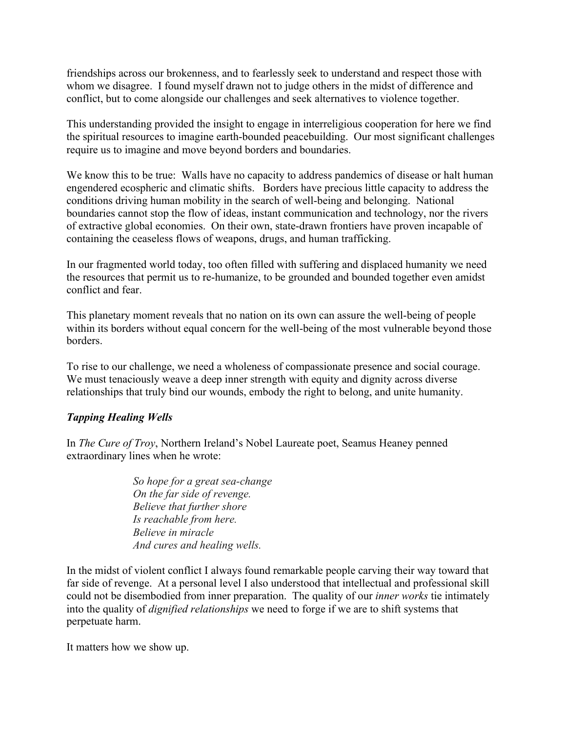friendships across our brokenness, and to fearlessly seek to understand and respect those with whom we disagree. I found myself drawn not to judge others in the midst of difference and conflict, but to come alongside our challenges and seek alternatives to violence together.

This understanding provided the insight to engage in interreligious cooperation for here we find the spiritual resources to imagine earth-bounded peacebuilding. Our most significant challenges require us to imagine and move beyond borders and boundaries.

We know this to be true: Walls have no capacity to address pandemics of disease or halt human engendered ecospheric and climatic shifts. Borders have precious little capacity to address the conditions driving human mobility in the search of well-being and belonging. National boundaries cannot stop the flow of ideas, instant communication and technology, nor the rivers of extractive global economies. On their own, state-drawn frontiers have proven incapable of containing the ceaseless flows of weapons, drugs, and human trafficking.

In our fragmented world today, too often filled with suffering and displaced humanity we need the resources that permit us to re-humanize, to be grounded and bounded together even amidst conflict and fear.

This planetary moment reveals that no nation on its own can assure the well-being of people within its borders without equal concern for the well-being of the most vulnerable beyond those borders.

To rise to our challenge, we need a wholeness of compassionate presence and social courage. We must tenaciously weave a deep inner strength with equity and dignity across diverse relationships that truly bind our wounds, embody the right to belong, and unite humanity.

### ***Tapping Healing Wells***

In *The Cure of Troy*, Northern Ireland's Nobel Laureate poet, Seamus Heaney penned extraordinary lines when he wrote:

> *So hope for a great sea-change*
> *On the far side of revenge.*
> *Believe that further shore*
> *Is reachable from here.*
> *Believe in miracle*
> *And cures and healing wells.*

In the midst of violent conflict I always found remarkable people carving their way toward that far side of revenge. At a personal level I also understood that intellectual and professional skill could not be disembodied from inner preparation. The quality of our *inner works* tie intimately into the quality of *dignified relationships* we need to forge if we are to shift systems that perpetuate harm.

It matters how we show up.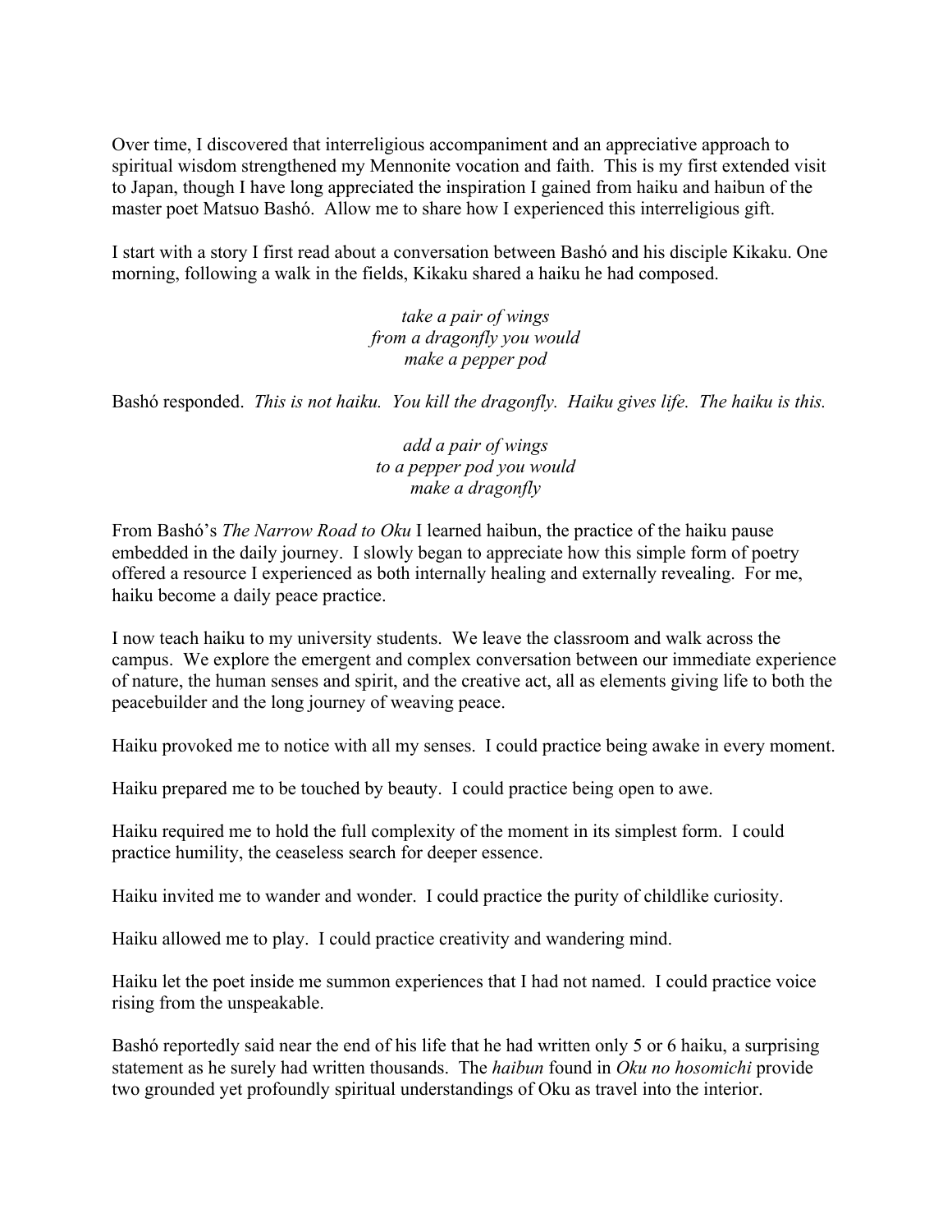Over time, I discovered that interreligious accompaniment and an appreciative approach to spiritual wisdom strengthened my Mennonite vocation and faith. This is my first extended visit to Japan, though I have long appreciated the inspiration I gained from haiku and haibun of the master poet Matsuo Bashó. Allow me to share how I experienced this interreligious gift.

I start with a story I first read about a conversation between Bashó and his disciple Kikaku. One morning, following a walk in the fields, Kikaku shared a haiku he had composed.

*take a pair of wings*
*from a dragonfly you would*
*make a pepper pod*

Bashó responded. *This is not haiku. You kill the dragonfly. Haiku gives life. The haiku is this.*

*add a pair of wings*
*to a pepper pod you would*
*make a dragonfly*

From Bashó's *The Narrow Road to Oku* I learned haibun, the practice of the haiku pause embedded in the daily journey. I slowly began to appreciate how this simple form of poetry offered a resource I experienced as both internally healing and externally revealing. For me, haiku become a daily peace practice.

I now teach haiku to my university students. We leave the classroom and walk across the campus. We explore the emergent and complex conversation between our immediate experience of nature, the human senses and spirit, and the creative act, all as elements giving life to both the peacebuilder and the long journey of weaving peace.

Haiku provoked me to notice with all my senses. I could practice being awake in every moment.

Haiku prepared me to be touched by beauty. I could practice being open to awe.

Haiku required me to hold the full complexity of the moment in its simplest form. I could practice humility, the ceaseless search for deeper essence.

Haiku invited me to wander and wonder. I could practice the purity of childlike curiosity.

Haiku allowed me to play. I could practice creativity and wandering mind.

Haiku let the poet inside me summon experiences that I had not named. I could practice voice rising from the unspeakable.

Bashó reportedly said near the end of his life that he had written only 5 or 6 haiku, a surprising statement as he surely had written thousands. The *haibun* found in *Oku no hosomichi* provide two grounded yet profoundly spiritual understandings of Oku as travel into the interior.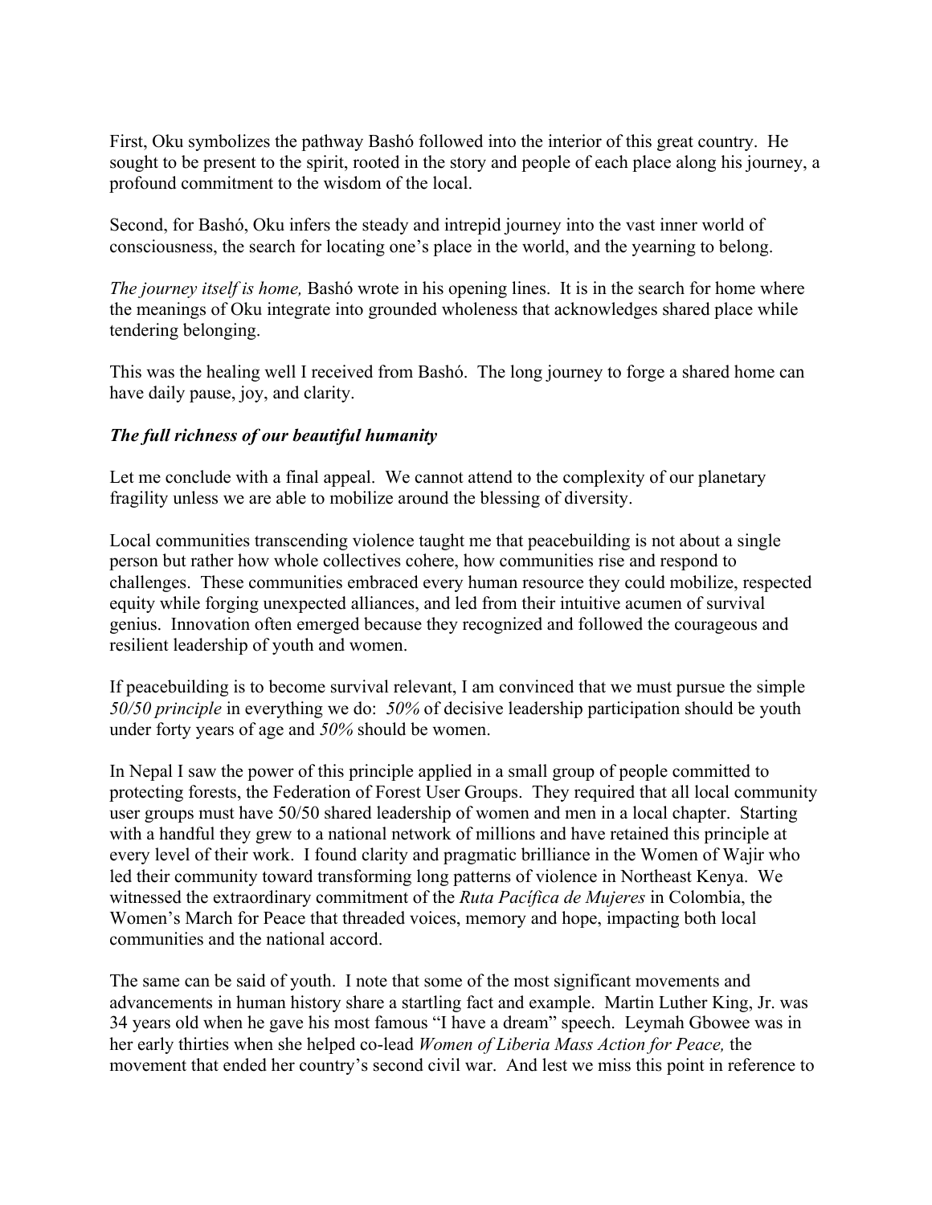First, Oku symbolizes the pathway Bashó followed into the interior of this great country. He sought to be present to the spirit, rooted in the story and people of each place along his journey, a profound commitment to the wisdom of the local.

Second, for Bashó, Oku infers the steady and intrepid journey into the vast inner world of consciousness, the search for locating one's place in the world, and the yearning to belong.

*The journey itself is home,* Bashó wrote in his opening lines. It is in the search for home where the meanings of Oku integrate into grounded wholeness that acknowledges shared place while tendering belonging.

This was the healing well I received from Bashó. The long journey to forge a shared home can have daily pause, joy, and clarity.

### ***The full richness of our beautiful humanity***

Let me conclude with a final appeal. We cannot attend to the complexity of our planetary fragility unless we are able to mobilize around the blessing of diversity.

Local communities transcending violence taught me that peacebuilding is not about a single person but rather how whole collectives cohere, how communities rise and respond to challenges. These communities embraced every human resource they could mobilize, respected equity while forging unexpected alliances, and led from their intuitive acumen of survival genius. Innovation often emerged because they recognized and followed the courageous and resilient leadership of youth and women.

If peacebuilding is to become survival relevant, I am convinced that we must pursue the simple *50/50 principle* in everything we do: *50%* of decisive leadership participation should be youth under forty years of age and *50%* should be women.

In Nepal I saw the power of this principle applied in a small group of people committed to protecting forests, the Federation of Forest User Groups. They required that all local community user groups must have 50/50 shared leadership of women and men in a local chapter. Starting with a handful they grew to a national network of millions and have retained this principle at every level of their work. I found clarity and pragmatic brilliance in the Women of Wajir who led their community toward transforming long patterns of violence in Northeast Kenya. We witnessed the extraordinary commitment of the *Ruta Pacífica de Mujeres* in Colombia, the Women's March for Peace that threaded voices, memory and hope, impacting both local communities and the national accord.

The same can be said of youth. I note that some of the most significant movements and advancements in human history share a startling fact and example. Martin Luther King, Jr. was 34 years old when he gave his most famous "I have a dream" speech. Leymah Gbowee was in her early thirties when she helped co-lead *Women of Liberia Mass Action for Peace,* the movement that ended her country's second civil war. And lest we miss this point in reference to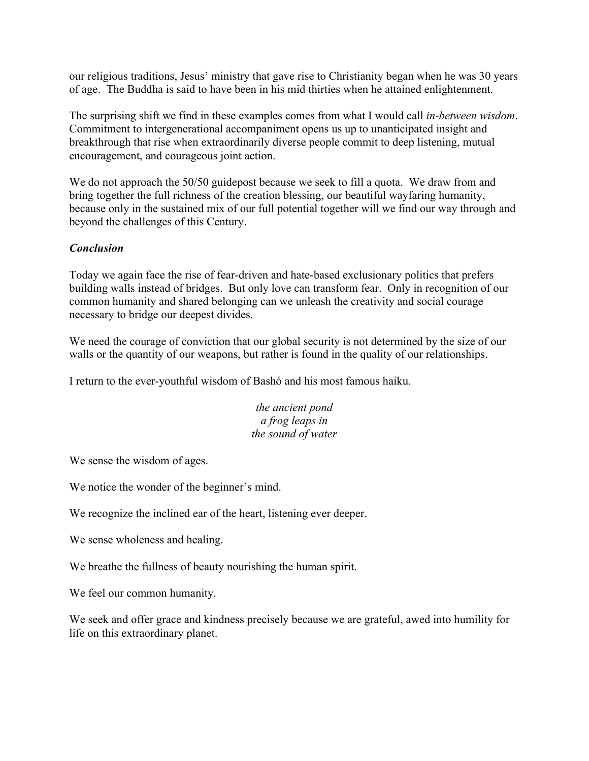our religious traditions, Jesus' ministry that gave rise to Christianity began when he was 30 years of age. The Buddha is said to have been in his mid thirties when he attained enlightenment.

The surprising shift we find in these examples comes from what I would call *in-between wisdom*. Commitment to intergenerational accompaniment opens us up to unanticipated insight and breakthrough that rise when extraordinarily diverse people commit to deep listening, mutual encouragement, and courageous joint action.

We do not approach the 50/50 guidepost because we seek to fill a quota. We draw from and bring together the full richness of the creation blessing, our beautiful wayfaring humanity, because only in the sustained mix of our full potential together will we find our way through and beyond the challenges of this Century.

### ***Conclusion***

Today we again face the rise of fear-driven and hate-based exclusionary politics that prefers building walls instead of bridges. But only love can transform fear. Only in recognition of our common humanity and shared belonging can we unleash the creativity and social courage necessary to bridge our deepest divides.

We need the courage of conviction that our global security is not determined by the size of our walls or the quantity of our weapons, but rather is found in the quality of our relationships.

I return to the ever-youthful wisdom of Bashó and his most famous haiku.

*the ancient pond*
*a frog leaps in*
*the sound of water*

We sense the wisdom of ages.

We notice the wonder of the beginner's mind.

We recognize the inclined ear of the heart, listening ever deeper.

We sense wholeness and healing.

We breathe the fullness of beauty nourishing the human spirit.

We feel our common humanity.

We seek and offer grace and kindness precisely because we are grateful, awed into humility for life on this extraordinary planet.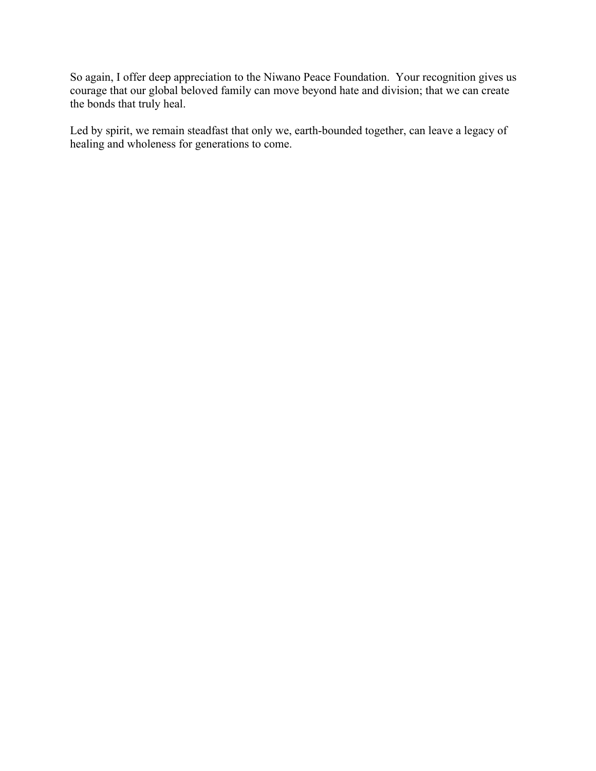So again, I offer deep appreciation to the Niwano Peace Foundation.  Your recognition gives us courage that our global beloved family can move beyond hate and division; that we can create the bonds that truly heal.

Led by spirit, we remain steadfast that only we, earth-bounded together, can leave a legacy of healing and wholeness for generations to come.